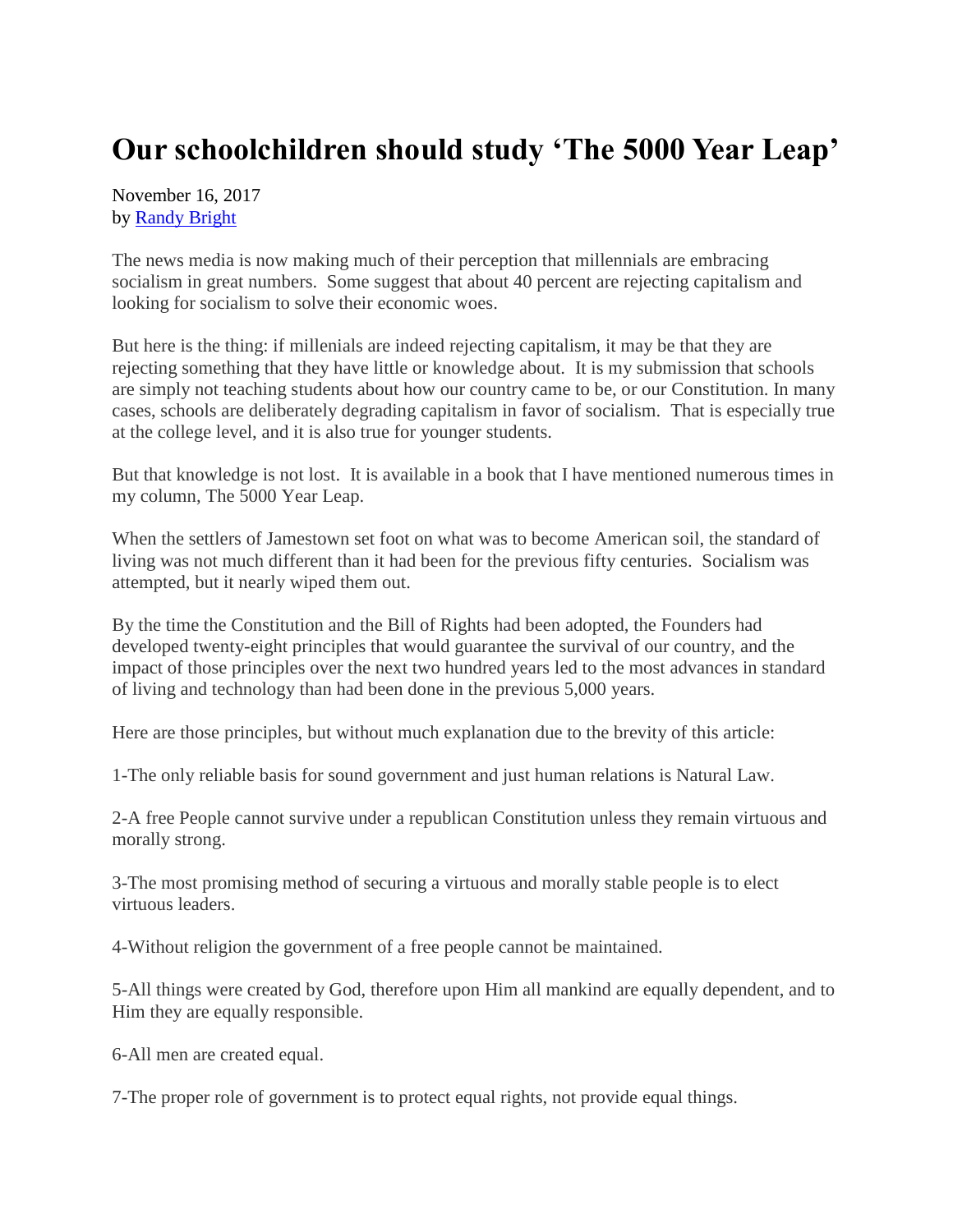# Our schoolchildren should study 'The 5000 Year Leap'

November 16, 2017
by Randy Bright

The news media is now making much of their perception that millennials are embracing socialism in great numbers. Some suggest that about 40 percent are rejecting capitalism and looking for socialism to solve their economic woes.

But here is the thing: if millenials are indeed rejecting capitalism, it may be that they are rejecting something that they have little or knowledge about. It is my submission that schools are simply not teaching students about how our country came to be, or our Constitution. In many cases, schools are deliberately degrading capitalism in favor of socialism. That is especially true at the college level, and it is also true for younger students.

But that knowledge is not lost. It is available in a book that I have mentioned numerous times in my column, The 5000 Year Leap.

When the settlers of Jamestown set foot on what was to become American soil, the standard of living was not much different than it had been for the previous fifty centuries. Socialism was attempted, but it nearly wiped them out.

By the time the Constitution and the Bill of Rights had been adopted, the Founders had developed twenty-eight principles that would guarantee the survival of our country, and the impact of those principles over the next two hundred years led to the most advances in standard of living and technology than had been done in the previous 5,000 years.

Here are those principles, but without much explanation due to the brevity of this article:

1-The only reliable basis for sound government and just human relations is Natural Law.

2-A free People cannot survive under a republican Constitution unless they remain virtuous and morally strong.

3-The most promising method of securing a virtuous and morally stable people is to elect virtuous leaders.

4-Without religion the government of a free people cannot be maintained.

5-All things were created by God, therefore upon Him all mankind are equally dependent, and to Him they are equally responsible.

6-All men are created equal.

7-The proper role of government is to protect equal rights, not provide equal things.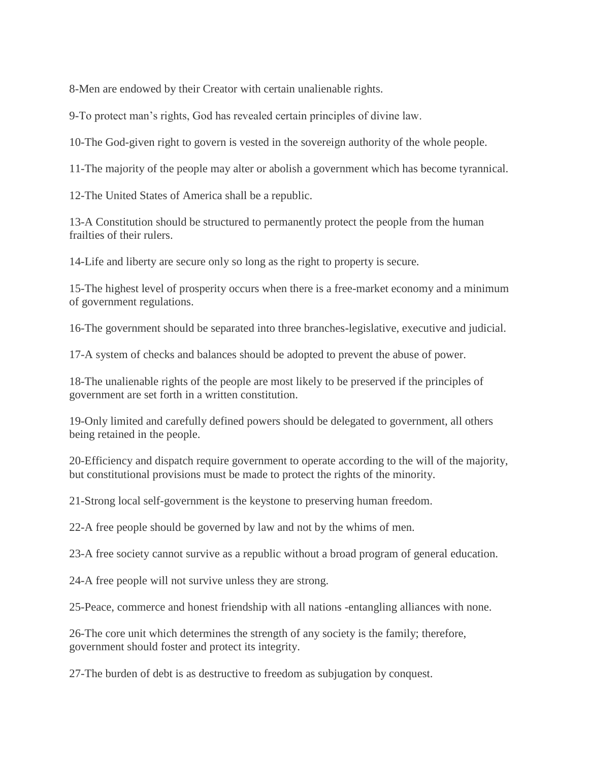8-Men are endowed by their Creator with certain unalienable rights.

9-To protect man's rights, God has revealed certain principles of divine law.

10-The God-given right to govern is vested in the sovereign authority of the whole people.

11-The majority of the people may alter or abolish a government which has become tyrannical.

12-The United States of America shall be a republic.

13-A Constitution should be structured to permanently protect the people from the human frailties of their rulers.

14-Life and liberty are secure only so long as the right to property is secure.

15-The highest level of prosperity occurs when there is a free-market economy and a minimum of government regulations.

16-The government should be separated into three branches-legislative, executive and judicial.

17-A system of checks and balances should be adopted to prevent the abuse of power.

18-The unalienable rights of the people are most likely to be preserved if the principles of government are set forth in a written constitution.

19-Only limited and carefully defined powers should be delegated to government, all others being retained in the people.

20-Efficiency and dispatch require government to operate according to the will of the majority, but constitutional provisions must be made to protect the rights of the minority.

21-Strong local self-government is the keystone to preserving human freedom.

22-A free people should be governed by law and not by the whims of men.

23-A free society cannot survive as a republic without a broad program of general education.

24-A free people will not survive unless they are strong.

25-Peace, commerce and honest friendship with all nations -entangling alliances with none.

26-The core unit which determines the strength of any society is the family; therefore, government should foster and protect its integrity.

27-The burden of debt is as destructive to freedom as subjugation by conquest.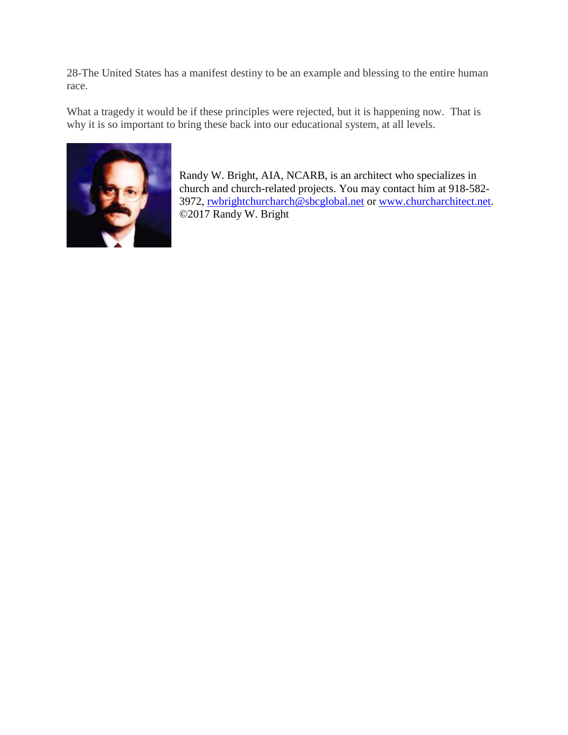28-The United States has a manifest destiny to be an example and blessing to the entire human race.

What a tragedy it would be if these principles were rejected, but it is happening now. That is why it is so important to bring these back into our educational system, at all levels.

Randy W. Bright, AIA, NCARB, is an architect who specializes in church and church-related projects. You may contact him at 918-582-3972, rwbrightchurcharch@sbcglobal.net or www.churcharchitect.net. ©2017 Randy W. Bright